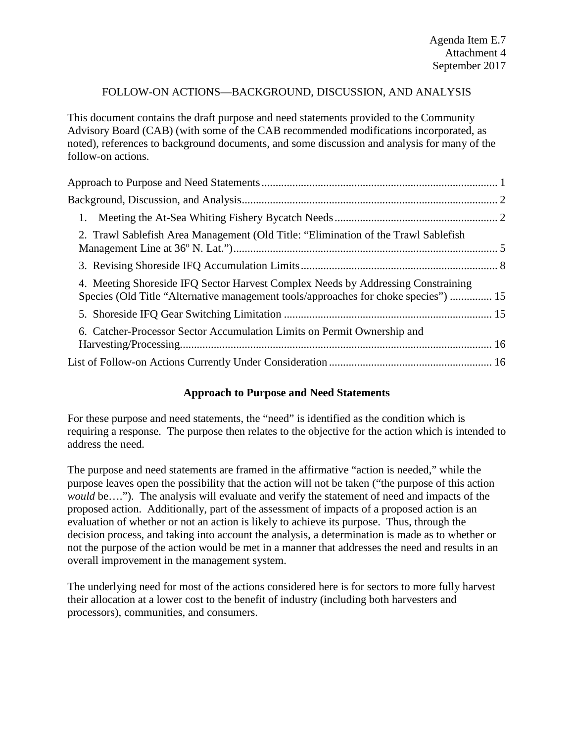Agenda Item E.7
Attachment 4
September 2017

# FOLLOW-ON ACTIONS—BACKGROUND, DISCUSSION, AND ANALYSIS

This document contains the draft purpose and need statements provided to the Community Advisory Board (CAB) (with some of the CAB recommended modifications incorporated, as noted), references to background documents, and some discussion and analysis for many of the follow-on actions.

- Approach to Purpose and Need Statements .................................................................................... 1
- Background, Discussion, and Analysis .......................................................................................... 2
  1. Meeting the At-Sea Whiting Fishery Bycatch Needs .......................................................... 2
  2. Trawl Sablefish Area Management (Old Title: "Elimination of the Trawl Sablefish Management Line at 36° N. Lat.") ............................................................................................ 5
  3. Revising Shoreside IFQ Accumulation Limits ...................................................................... 8
  4. Meeting Shoreside IFQ Sector Harvest Complex Needs by Addressing Constraining Species (Old Title "Alternative management tools/approaches for choke species") .............. 15
  5. Shoreside IFQ Gear Switching Limitation .......................................................................... 15
  6. Catcher-Processor Sector Accumulation Limits on Permit Ownership and Harvesting/Processing .............................................................................................................. 16
- List of Follow-on Actions Currently Under Consideration .......................................................... 16

## Approach to Purpose and Need Statements

For these purpose and need statements, the "need" is identified as the condition which is requiring a response. The purpose then relates to the objective for the action which is intended to address the need.

The purpose and need statements are framed in the affirmative "action is needed," while the purpose leaves open the possibility that the action will not be taken ("the purpose of this action *would* be…."). The analysis will evaluate and verify the statement of need and impacts of the proposed action. Additionally, part of the assessment of impacts of a proposed action is an evaluation of whether or not an action is likely to achieve its purpose. Thus, through the decision process, and taking into account the analysis, a determination is made as to whether or not the purpose of the action would be met in a manner that addresses the need and results in an overall improvement in the management system.

The underlying need for most of the actions considered here is for sectors to more fully harvest their allocation at a lower cost to the benefit of industry (including both harvesters and processors), communities, and consumers.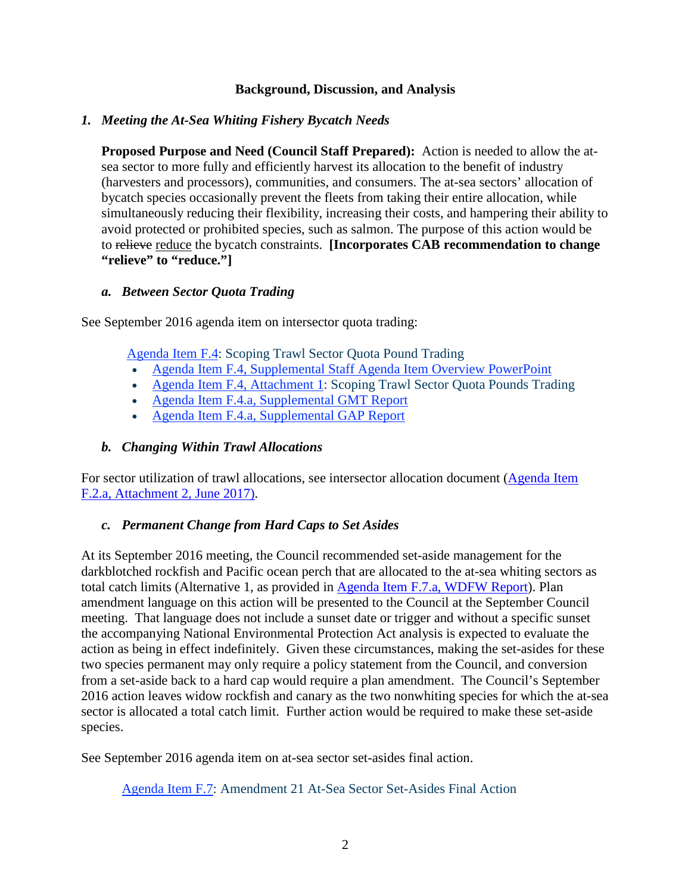## Background, Discussion, and Analysis

### 1. *Meeting the At-Sea Whiting Fishery Bycatch Needs*

**Proposed Purpose and Need (Council Staff Prepared):** Action is needed to allow the at-sea sector to more fully and efficiently harvest its allocation to the benefit of industry (harvesters and processors), communities, and consumers. The at-sea sectors' allocation of bycatch species occasionally prevent the fleets from taking their entire allocation, while simultaneously reducing their flexibility, increasing their costs, and hampering their ability to avoid protected or prohibited species, such as salmon. The purpose of this action would be to ~~relieve~~ reduce the bycatch constraints. **[Incorporates CAB recommendation to change "relieve" to "reduce."]**

#### a. *Between Sector Quota Trading*

See September 2016 agenda item on intersector quota trading:

Agenda Item F.4: Scoping Trawl Sector Quota Pound Trading

- Agenda Item F.4, Supplemental Staff Agenda Item Overview PowerPoint
- Agenda Item F.4, Attachment 1: Scoping Trawl Sector Quota Pounds Trading
- Agenda Item F.4.a, Supplemental GMT Report
- Agenda Item F.4.a, Supplemental GAP Report

#### b. *Changing Within Trawl Allocations*

For sector utilization of trawl allocations, see intersector allocation document (Agenda Item F.2.a, Attachment 2, June 2017).

#### c. *Permanent Change from Hard Caps to Set Asides*

At its September 2016 meeting, the Council recommended set-aside management for the darkblotched rockfish and Pacific ocean perch that are allocated to the at-sea whiting sectors as total catch limits (Alternative 1, as provided in Agenda Item F.7.a, WDFW Report). Plan amendment language on this action will be presented to the Council at the September Council meeting. That language does not include a sunset date or trigger and without a specific sunset the accompanying National Environmental Protection Act analysis is expected to evaluate the action as being in effect indefinitely. Given these circumstances, making the set-asides for these two species permanent may only require a policy statement from the Council, and conversion from a set-aside back to a hard cap would require a plan amendment. The Council's September 2016 action leaves widow rockfish and canary as the two nonwhiting species for which the at-sea sector is allocated a total catch limit. Further action would be required to make these set-aside species.

See September 2016 agenda item on at-sea sector set-asides final action.

Agenda Item F.7: Amendment 21 At-Sea Sector Set-Asides Final Action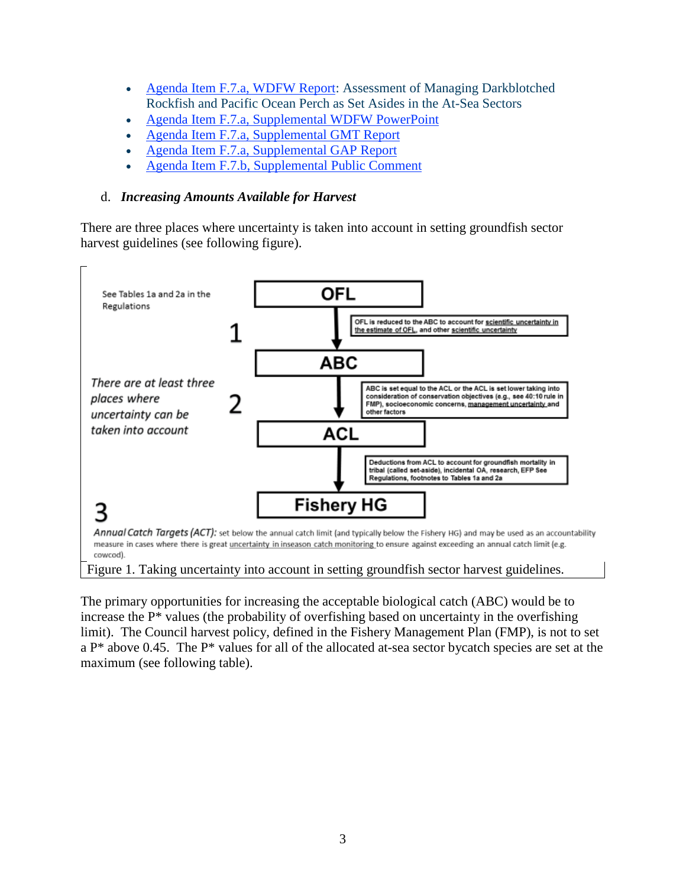- Agenda Item F.7.a, WDFW Report: Assessment of Managing Darkblotched Rockfish and Pacific Ocean Perch as Set Asides in the At-Sea Sectors
- Agenda Item F.7.a, Supplemental WDFW PowerPoint
- Agenda Item F.7.a, Supplemental GMT Report
- Agenda Item F.7.a, Supplemental GAP Report
- Agenda Item F.7.b, Supplemental Public Comment

d. ***Increasing Amounts Available for Harvest***

There are three places where uncertainty is taken into account in setting groundfish sector harvest guidelines (see following figure).

See Tables 1a and 2a in the Regulations

*There are at least three places where uncertainty can be taken into account*

**OFL**

1 — OFL is reduced to the ABC to account for scientific uncertainty in the estimate of OFL, and other scientific uncertainty

**ABC**

2 — ABC is set equal to the ACL or the ACL is set lower taking into consideration of conservation objectives (e.g., see 40:10 rule in FMP), socioeconomic concerns, management uncertainty and other factors

**ACL**

Deductions from ACL to account for groundfish mortality in tribal (called set-aside), incidental OA, research, EFP See Regulations, footnotes to Tables 1a and 2a

**Fishery HG**

3 — *Annual Catch Targets (ACT):* set below the annual catch limit (and typically below the Fishery HG) and may be used as an accountability measure in cases where there is great uncertainty in inseason catch monitoring to ensure against exceeding an annual catch limit (e.g. cowcod).

Figure 1. Taking uncertainty into account in setting groundfish sector harvest guidelines.

The primary opportunities for increasing the acceptable biological catch (ABC) would be to increase the P* values (the probability of overfishing based on uncertainty in the overfishing limit). The Council harvest policy, defined in the Fishery Management Plan (FMP), is not to set a P* above 0.45. The P* values for all of the allocated at-sea sector bycatch species are set at the maximum (see following table).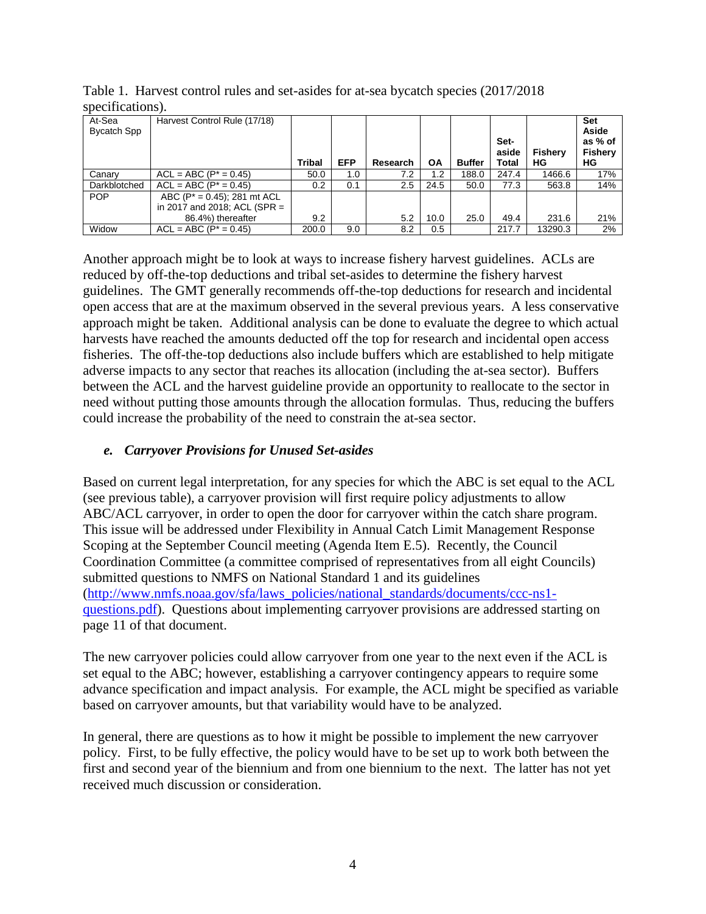Table 1. Harvest control rules and set-asides for at-sea bycatch species (2017/2018 specifications).

| At-Sea Bycatch Spp | Harvest Control Rule (17/18) | Tribal | EFP | Research | OA | Buffer | Set-aside Total | Fishery HG | Set Aside as % of Fishery HG |
|---|---|---|---|---|---|---|---|---|---|
| Canary | ACL = ABC (P* = 0.45) | 50.0 | 1.0 | 7.2 | 1.2 | 188.0 | 247.4 | 1466.6 | 17% |
| Darkblotched | ACL = ABC (P* = 0.45) | 0.2 | 0.1 | 2.5 | 24.5 | 50.0 | 77.3 | 563.8 | 14% |
| POP | ABC (P* = 0.45); 281 mt ACL in 2017 and 2018; ACL (SPR = 86.4%) thereafter | 9.2 | | 5.2 | 10.0 | 25.0 | 49.4 | 231.6 | 21% |
| Widow | ACL = ABC (P* = 0.45) | 200.0 | 9.0 | 8.2 | 0.5 | | 217.7 | 13290.3 | 2% |

Another approach might be to look at ways to increase fishery harvest guidelines. ACLs are reduced by off-the-top deductions and tribal set-asides to determine the fishery harvest guidelines. The GMT generally recommends off-the-top deductions for research and incidental open access that are at the maximum observed in the several previous years. A less conservative approach might be taken. Additional analysis can be done to evaluate the degree to which actual harvests have reached the amounts deducted off the top for research and incidental open access fisheries. The off-the-top deductions also include buffers which are established to help mitigate adverse impacts to any sector that reaches its allocation (including the at-sea sector). Buffers between the ACL and the harvest guideline provide an opportunity to reallocate to the sector in need without putting those amounts through the allocation formulas. Thus, reducing the buffers could increase the probability of the need to constrain the at-sea sector.

### *e. Carryover Provisions for Unused Set-asides*

Based on current legal interpretation, for any species for which the ABC is set equal to the ACL (see previous table), a carryover provision will first require policy adjustments to allow ABC/ACL carryover, in order to open the door for carryover within the catch share program. This issue will be addressed under Flexibility in Annual Catch Limit Management Response Scoping at the September Council meeting (Agenda Item E.5). Recently, the Council Coordination Committee (a committee comprised of representatives from all eight Councils) submitted questions to NMFS on National Standard 1 and its guidelines (http://www.nmfs.noaa.gov/sfa/laws_policies/national_standards/documents/ccc-ns1-questions.pdf). Questions about implementing carryover provisions are addressed starting on page 11 of that document.

The new carryover policies could allow carryover from one year to the next even if the ACL is set equal to the ABC; however, establishing a carryover contingency appears to require some advance specification and impact analysis. For example, the ACL might be specified as variable based on carryover amounts, but that variability would have to be analyzed.

In general, there are questions as to how it might be possible to implement the new carryover policy. First, to be fully effective, the policy would have to be set up to work both between the first and second year of the biennium and from one biennium to the next. The latter has not yet received much discussion or consideration.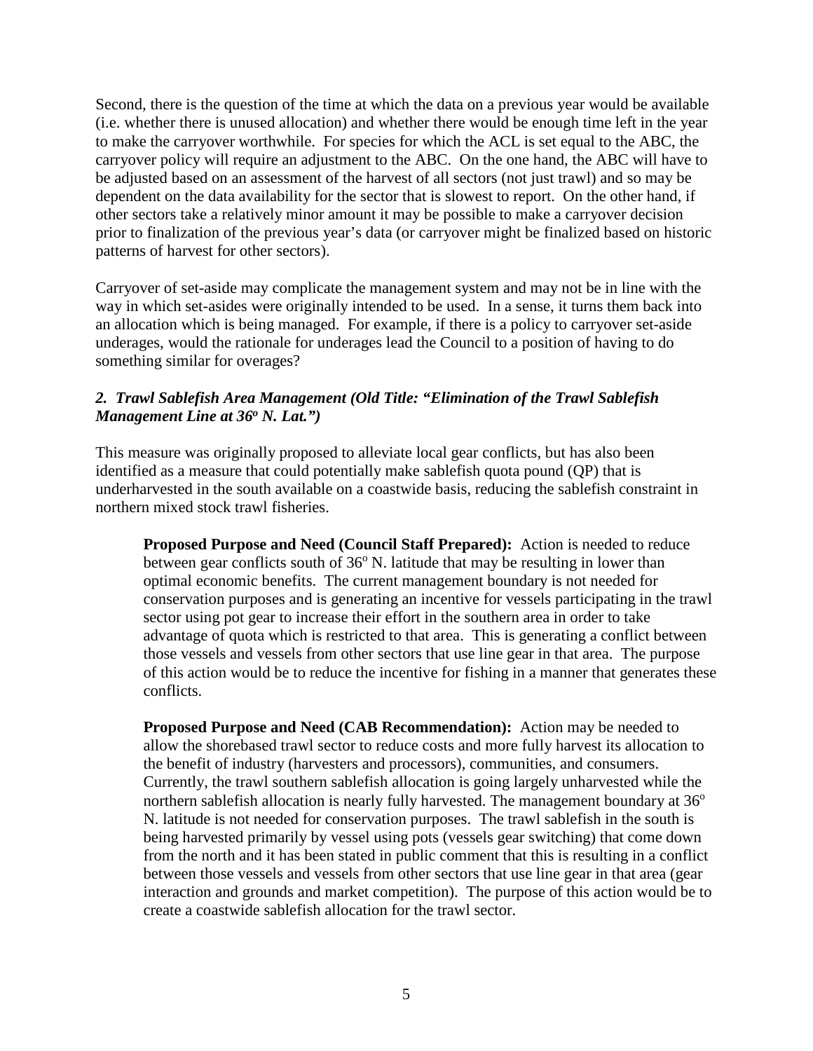Second, there is the question of the time at which the data on a previous year would be available (i.e. whether there is unused allocation) and whether there would be enough time left in the year to make the carryover worthwhile. For species for which the ACL is set equal to the ABC, the carryover policy will require an adjustment to the ABC. On the one hand, the ABC will have to be adjusted based on an assessment of the harvest of all sectors (not just trawl) and so may be dependent on the data availability for the sector that is slowest to report. On the other hand, if other sectors take a relatively minor amount it may be possible to make a carryover decision prior to finalization of the previous year's data (or carryover might be finalized based on historic patterns of harvest for other sectors).

Carryover of set-aside may complicate the management system and may not be in line with the way in which set-asides were originally intended to be used. In a sense, it turns them back into an allocation which is being managed. For example, if there is a policy to carryover set-aside underages, would the rationale for underages lead the Council to a position of having to do something similar for overages?

### *2. Trawl Sablefish Area Management (Old Title: "Elimination of the Trawl Sablefish Management Line at 36° N. Lat.")*

This measure was originally proposed to alleviate local gear conflicts, but has also been identified as a measure that could potentially make sablefish quota pound (QP) that is underharvested in the south available on a coastwide basis, reducing the sablefish constraint in northern mixed stock trawl fisheries.

> **Proposed Purpose and Need (Council Staff Prepared):** Action is needed to reduce between gear conflicts south of 36° N. latitude that may be resulting in lower than optimal economic benefits. The current management boundary is not needed for conservation purposes and is generating an incentive for vessels participating in the trawl sector using pot gear to increase their effort in the southern area in order to take advantage of quota which is restricted to that area. This is generating a conflict between those vessels and vessels from other sectors that use line gear in that area. The purpose of this action would be to reduce the incentive for fishing in a manner that generates these conflicts.

> **Proposed Purpose and Need (CAB Recommendation):** Action may be needed to allow the shorebased trawl sector to reduce costs and more fully harvest its allocation to the benefit of industry (harvesters and processors), communities, and consumers. Currently, the trawl southern sablefish allocation is going largely unharvested while the northern sablefish allocation is nearly fully harvested. The management boundary at 36° N. latitude is not needed for conservation purposes. The trawl sablefish in the south is being harvested primarily by vessel using pots (vessels gear switching) that come down from the north and it has been stated in public comment that this is resulting in a conflict between those vessels and vessels from other sectors that use line gear in that area (gear interaction and grounds and market competition). The purpose of this action would be to create a coastwide sablefish allocation for the trawl sector.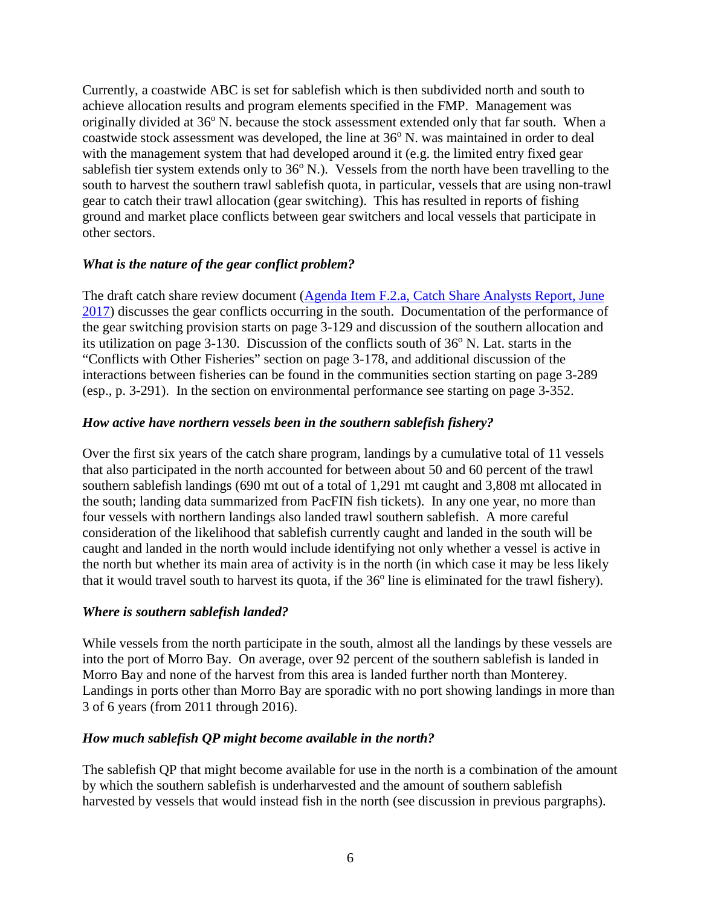Currently, a coastwide ABC is set for sablefish which is then subdivided north and south to achieve allocation results and program elements specified in the FMP. Management was originally divided at 36$^{o}$ N. because the stock assessment extended only that far south. When a coastwide stock assessment was developed, the line at 36$^{o}$ N. was maintained in order to deal with the management system that had developed around it (e.g. the limited entry fixed gear sablefish tier system extends only to 36$^{o}$ N.). Vessels from the north have been travelling to the south to harvest the southern trawl sablefish quota, in particular, vessels that are using non-trawl gear to catch their trawl allocation (gear switching). This has resulted in reports of fishing ground and market place conflicts between gear switchers and local vessels that participate in other sectors.

### *What is the nature of the gear conflict problem?*

The draft catch share review document (Agenda Item F.2.a, Catch Share Analysts Report, June 2017) discusses the gear conflicts occurring in the south. Documentation of the performance of the gear switching provision starts on page 3-129 and discussion of the southern allocation and its utilization on page 3-130. Discussion of the conflicts south of 36$^{o}$ N. Lat. starts in the "Conflicts with Other Fisheries" section on page 3-178, and additional discussion of the interactions between fisheries can be found in the communities section starting on page 3-289 (esp., p. 3-291). In the section on environmental performance see starting on page 3-352.

### *How active have northern vessels been in the southern sablefish fishery?*

Over the first six years of the catch share program, landings by a cumulative total of 11 vessels that also participated in the north accounted for between about 50 and 60 percent of the trawl southern sablefish landings (690 mt out of a total of 1,291 mt caught and 3,808 mt allocated in the south; landing data summarized from PacFIN fish tickets). In any one year, no more than four vessels with northern landings also landed trawl southern sablefish. A more careful consideration of the likelihood that sablefish currently caught and landed in the south will be caught and landed in the north would include identifying not only whether a vessel is active in the north but whether its main area of activity is in the north (in which case it may be less likely that it would travel south to harvest its quota, if the 36$^{o}$ line is eliminated for the trawl fishery).

### *Where is southern sablefish landed?*

While vessels from the north participate in the south, almost all the landings by these vessels are into the port of Morro Bay. On average, over 92 percent of the southern sablefish is landed in Morro Bay and none of the harvest from this area is landed further north than Monterey. Landings in ports other than Morro Bay are sporadic with no port showing landings in more than 3 of 6 years (from 2011 through 2016).

### *How much sablefish QP might become available in the north?*

The sablefish QP that might become available for use in the north is a combination of the amount by which the southern sablefish is underharvested and the amount of southern sablefish harvested by vessels that would instead fish in the north (see discussion in previous pargraphs).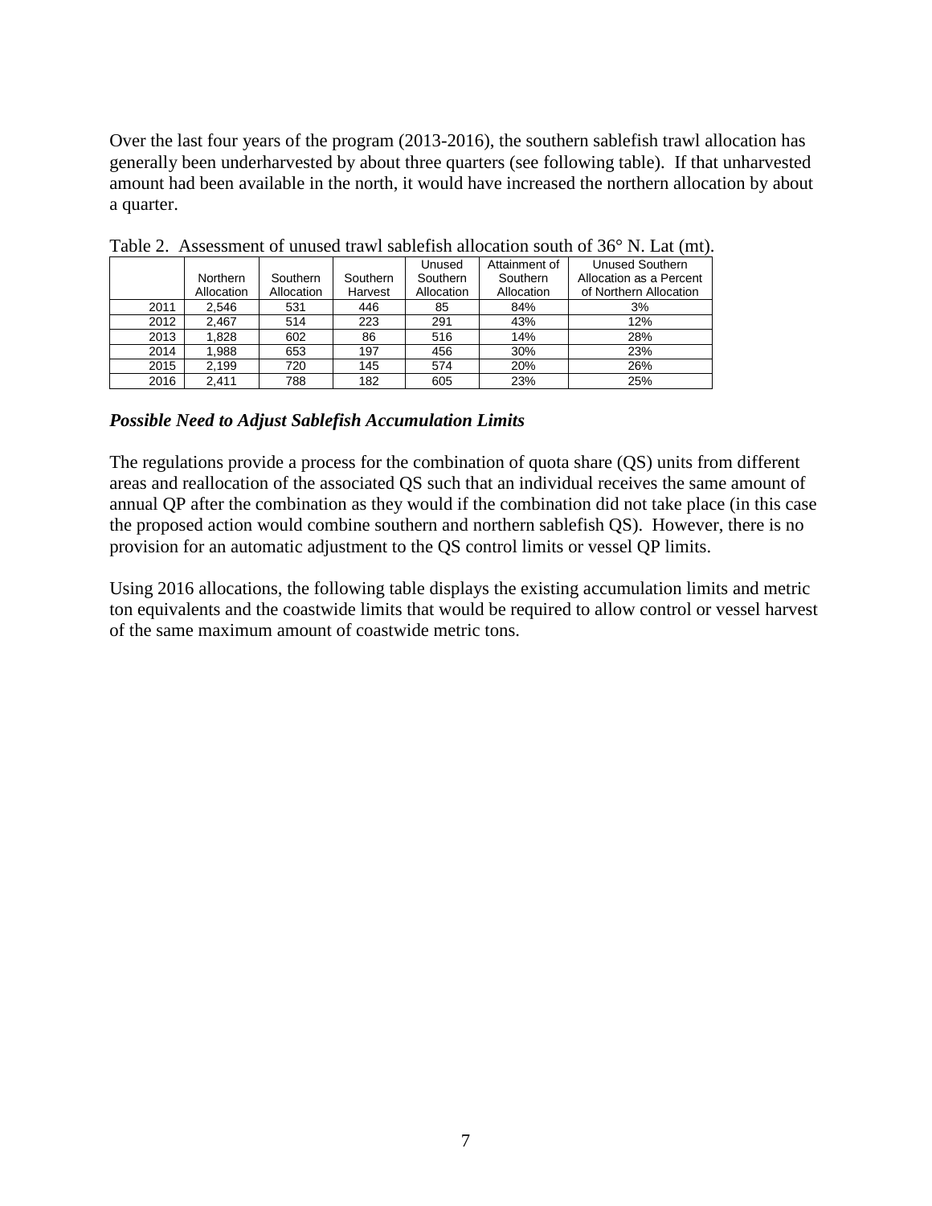Over the last four years of the program (2013-2016), the southern sablefish trawl allocation has generally been underharvested by about three quarters (see following table). If that unharvested amount had been available in the north, it would have increased the northern allocation by about a quarter.

Table 2. Assessment of unused trawl sablefish allocation south of 36° N. Lat (mt).

| | Northern Allocation | Southern Allocation | Southern Harvest | Unused Southern Allocation | Attainment of Southern Allocation | Unused Southern Allocation as a Percent of Northern Allocation |
|---|---|---|---|---|---|---|
| 2011 | 2,546 | 531 | 446 | 85 | 84% | 3% |
| 2012 | 2,467 | 514 | 223 | 291 | 43% | 12% |
| 2013 | 1,828 | 602 | 86 | 516 | 14% | 28% |
| 2014 | 1,988 | 653 | 197 | 456 | 30% | 23% |
| 2015 | 2,199 | 720 | 145 | 574 | 20% | 26% |
| 2016 | 2,411 | 788 | 182 | 605 | 23% | 25% |

### *Possible Need to Adjust Sablefish Accumulation Limits*

The regulations provide a process for the combination of quota share (QS) units from different areas and reallocation of the associated QS such that an individual receives the same amount of annual QP after the combination as they would if the combination did not take place (in this case the proposed action would combine southern and northern sablefish QS). However, there is no provision for an automatic adjustment to the QS control limits or vessel QP limits.

Using 2016 allocations, the following table displays the existing accumulation limits and metric ton equivalents and the coastwide limits that would be required to allow control or vessel harvest of the same maximum amount of coastwide metric tons.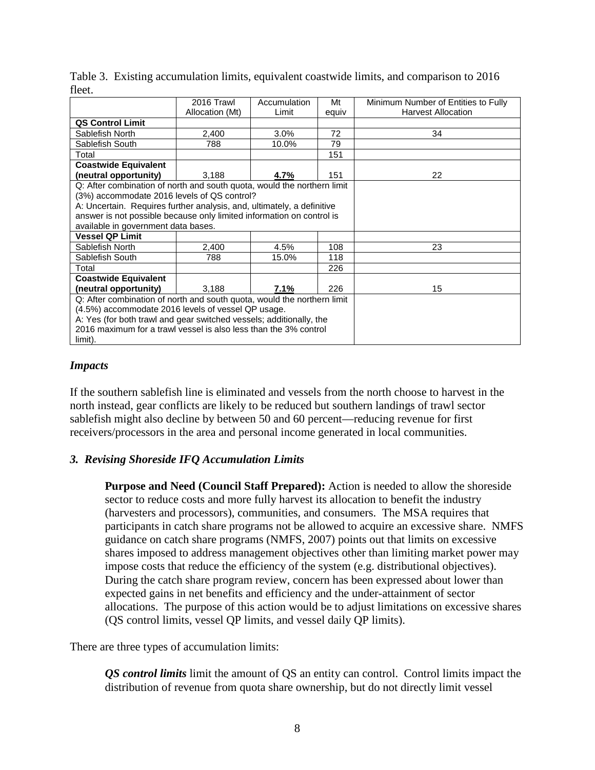Table 3. Existing accumulation limits, equivalent coastwide limits, and comparison to 2016 fleet.

| | 2016 Trawl Allocation (Mt) | Accumulation Limit | Mt equiv | Minimum Number of Entities to Fully Harvest Allocation |
|---|---|---|---|---|
| **QS Control Limit** | | | | |
| Sablefish North | 2,400 | 3.0% | 72 | 34 |
| Sablefish South | 788 | 10.0% | 79 | |
| Total | | | 151 | |
| **Coastwide Equivalent (neutral opportunity)** | 3,188 | **4.7%** | 151 | 22 |
| Q: After combination of north and south quota, would the northern limit (3%) accommodate 2016 levels of QS control? A: Uncertain. Requires further analysis, and, ultimately, a definitive answer is not possible because only limited information on control is available in government data bases. | | | | |
| **Vessel QP Limit** | | | | |
| Sablefish North | 2,400 | 4.5% | 108 | 23 |
| Sablefish South | 788 | 15.0% | 118 | |
| Total | | | 226 | |
| **Coastwide Equivalent (neutral opportunity)** | 3,188 | **7.1%** | 226 | 15 |
| Q: After combination of north and south quota, would the northern limit (4.5%) accommodate 2016 levels of vessel QP usage. A: Yes (for both trawl and gear switched vessels; additionally, the 2016 maximum for a trawl vessel is also less than the 3% control limit). | | | | |

### *Impacts*

If the southern sablefish line is eliminated and vessels from the north choose to harvest in the north instead, gear conflicts are likely to be reduced but southern landings of trawl sector sablefish might also decline by between 50 and 60 percent—reducing revenue for first receivers/processors in the area and personal income generated in local communities.

### *3. Revising Shoreside IFQ Accumulation Limits*

**Purpose and Need (Council Staff Prepared):** Action is needed to allow the shoreside sector to reduce costs and more fully harvest its allocation to benefit the industry (harvesters and processors), communities, and consumers. The MSA requires that participants in catch share programs not be allowed to acquire an excessive share. NMFS guidance on catch share programs (NMFS, 2007) points out that limits on excessive shares imposed to address management objectives other than limiting market power may impose costs that reduce the efficiency of the system (e.g. distributional objectives). During the catch share program review, concern has been expressed about lower than expected gains in net benefits and efficiency and the under-attainment of sector allocations. The purpose of this action would be to adjust limitations on excessive shares (QS control limits, vessel QP limits, and vessel daily QP limits).

There are three types of accumulation limits:

***QS control limits*** limit the amount of QS an entity can control. Control limits impact the distribution of revenue from quota share ownership, but do not directly limit vessel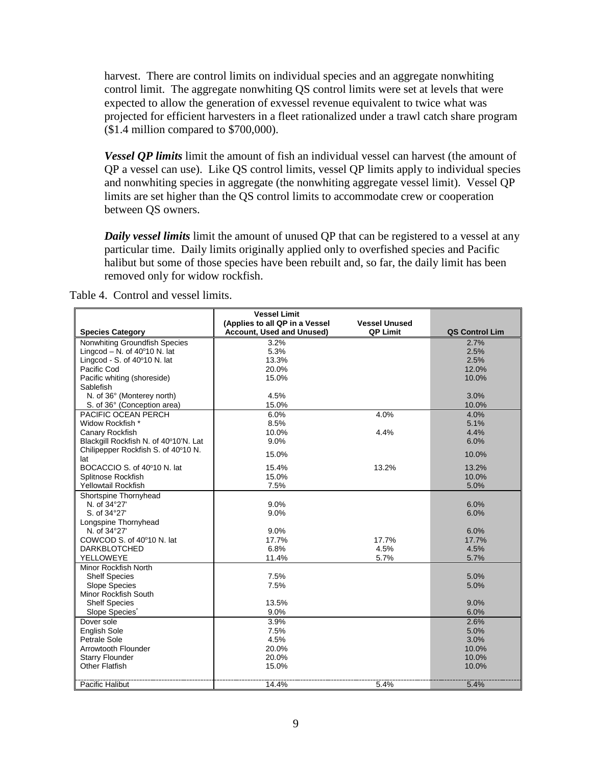harvest. There are control limits on individual species and an aggregate nonwhiting control limit. The aggregate nonwhiting QS control limits were set at levels that were expected to allow the generation of exvessel revenue equivalent to twice what was projected for efficient harvesters in a fleet rationalized under a trawl catch share program ($1.4 million compared to $700,000).

***Vessel QP limits*** limit the amount of fish an individual vessel can harvest (the amount of QP a vessel can use). Like QS control limits, vessel QP limits apply to individual species and nonwhiting species in aggregate (the nonwhiting aggregate vessel limit). Vessel QP limits are set higher than the QS control limits to accommodate crew or cooperation between QS owners.

***Daily vessel limits*** limit the amount of unused QP that can be registered to a vessel at any particular time. Daily limits originally applied only to overfished species and Pacific halibut but some of those species have been rebuilt and, so far, the daily limit has been removed only for widow rockfish.

Table 4. Control and vessel limits.

| Species Category | Vessel Limit (Applies to all QP in a Vessel Account, Used and Unused) | Vessel Unused QP Limit | QS Control Lim |
|---|---|---|---|
| Nonwhiting Groundfish Species | 3.2% | | 2.7% |
| Lingcod – N. of 40°10 N. lat | 5.3% | | 2.5% |
| Lingcod - S. of 40°10 N. lat | 13.3% | | 2.5% |
| Pacific Cod | 20.0% | | 12.0% |
| Pacific whiting (shoreside) | 15.0% | | 10.0% |
| Sablefish | | | |
| N. of 36° (Monterey north) | 4.5% | | 3.0% |
| S. of 36° (Conception area) | 15.0% | | 10.0% |
| PACIFIC OCEAN PERCH | 6.0% | 4.0% | 4.0% |
| Widow Rockfish * | 8.5% | | 5.1% |
| Canary Rockfish | 10.0% | 4.4% | 4.4% |
| Blackgill Rockfish N. of 40°10'N. Lat | 9.0% | | 6.0% |
| Chilipepper Rockfish S. of 40°10 N. lat | 15.0% | | 10.0% |
| BOCACCIO S. of 40°10 N. lat | 15.4% | 13.2% | 13.2% |
| Splitnose Rockfish | 15.0% | | 10.0% |
| Yellowtail Rockfish | 7.5% | | 5.0% |
| Shortspine Thornyhead | | | |
| N. of 34°27' | 9.0% | | 6.0% |
| S. of 34°27' | 9.0% | | 6.0% |
| Longspine Thornyhead | | | |
| N. of 34°27' | 9.0% | | 6.0% |
| COWCOD S. of 40°10 N. lat | 17.7% | 17.7% | 17.7% |
| DARKBLOTCHED | 6.8% | 4.5% | 4.5% |
| YELLOWEYE | 11.4% | 5.7% | 5.7% |
| Minor Rockfish North | | | |
| Shelf Species | 7.5% | | 5.0% |
| Slope Species | 7.5% | | 5.0% |
| Minor Rockfish South | | | |
| Shelf Species | 13.5% | | 9.0% |
| Slope Species* | 9.0% | | 6.0% |
| Dover sole | 3.9% | | 2.6% |
| English Sole | 7.5% | | 5.0% |
| Petrale Sole | 4.5% | | 3.0% |
| Arrowtooth Flounder | 20.0% | | 10.0% |
| Starry Flounder | 20.0% | | 10.0% |
| Other Flatfish | 15.0% | | 10.0% |
| Pacific Halibut | 14.4% | 5.4% | 5.4% |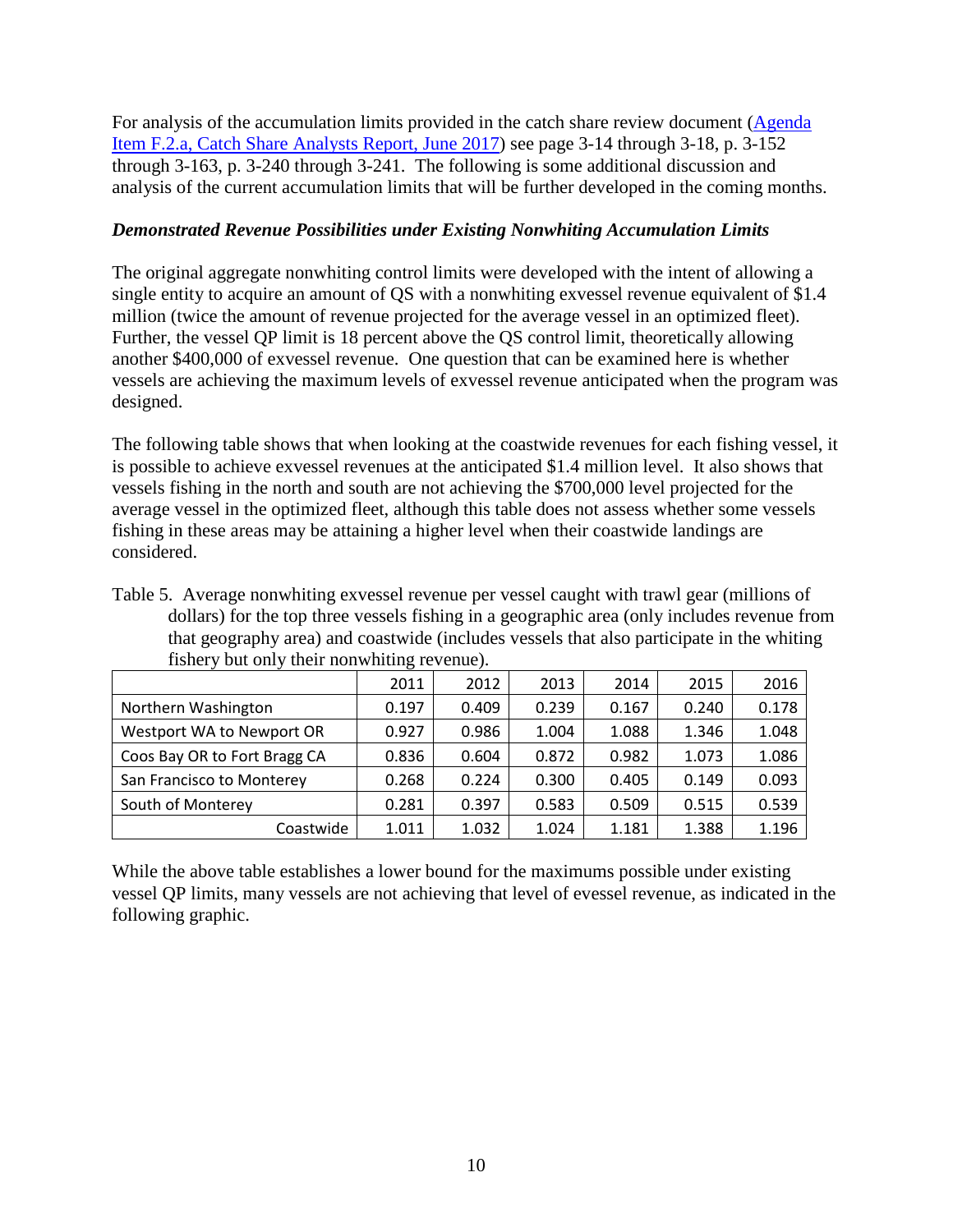For analysis of the accumulation limits provided in the catch share review document ([Agenda Item F.2.a, Catch Share Analysts Report, June 2017](#)) see page 3-14 through 3-18, p. 3-152 through 3-163, p. 3-240 through 3-241. The following is some additional discussion and analysis of the current accumulation limits that will be further developed in the coming months.

***Demonstrated Revenue Possibilities under Existing Nonwhiting Accumulation Limits***

The original aggregate nonwhiting control limits were developed with the intent of allowing a single entity to acquire an amount of QS with a nonwhiting exvessel revenue equivalent of $1.4 million (twice the amount of revenue projected for the average vessel in an optimized fleet). Further, the vessel QP limit is 18 percent above the QS control limit, theoretically allowing another $400,000 of exvessel revenue. One question that can be examined here is whether vessels are achieving the maximum levels of exvessel revenue anticipated when the program was designed.

The following table shows that when looking at the coastwide revenues for each fishing vessel, it is possible to achieve exvessel revenues at the anticipated $1.4 million level. It also shows that vessels fishing in the north and south are not achieving the $700,000 level projected for the average vessel in the optimized fleet, although this table does not assess whether some vessels fishing in these areas may be attaining a higher level when their coastwide landings are considered.

Table 5. Average nonwhiting exvessel revenue per vessel caught with trawl gear (millions of dollars) for the top three vessels fishing in a geographic area (only includes revenue from that geography area) and coastwide (includes vessels that also participate in the whiting fishery but only their nonwhiting revenue).

| | 2011 | 2012 | 2013 | 2014 | 2015 | 2016 |
|---|---|---|---|---|---|---|
| Northern Washington | 0.197 | 0.409 | 0.239 | 0.167 | 0.240 | 0.178 |
| Westport WA to Newport OR | 0.927 | 0.986 | 1.004 | 1.088 | 1.346 | 1.048 |
| Coos Bay OR to Fort Bragg CA | 0.836 | 0.604 | 0.872 | 0.982 | 1.073 | 1.086 |
| San Francisco to Monterey | 0.268 | 0.224 | 0.300 | 0.405 | 0.149 | 0.093 |
| South of Monterey | 0.281 | 0.397 | 0.583 | 0.509 | 0.515 | 0.539 |
| Coastwide | 1.011 | 1.032 | 1.024 | 1.181 | 1.388 | 1.196 |

While the above table establishes a lower bound for the maximums possible under existing vessel QP limits, many vessels are not achieving that level of evessel revenue, as indicated in the following graphic.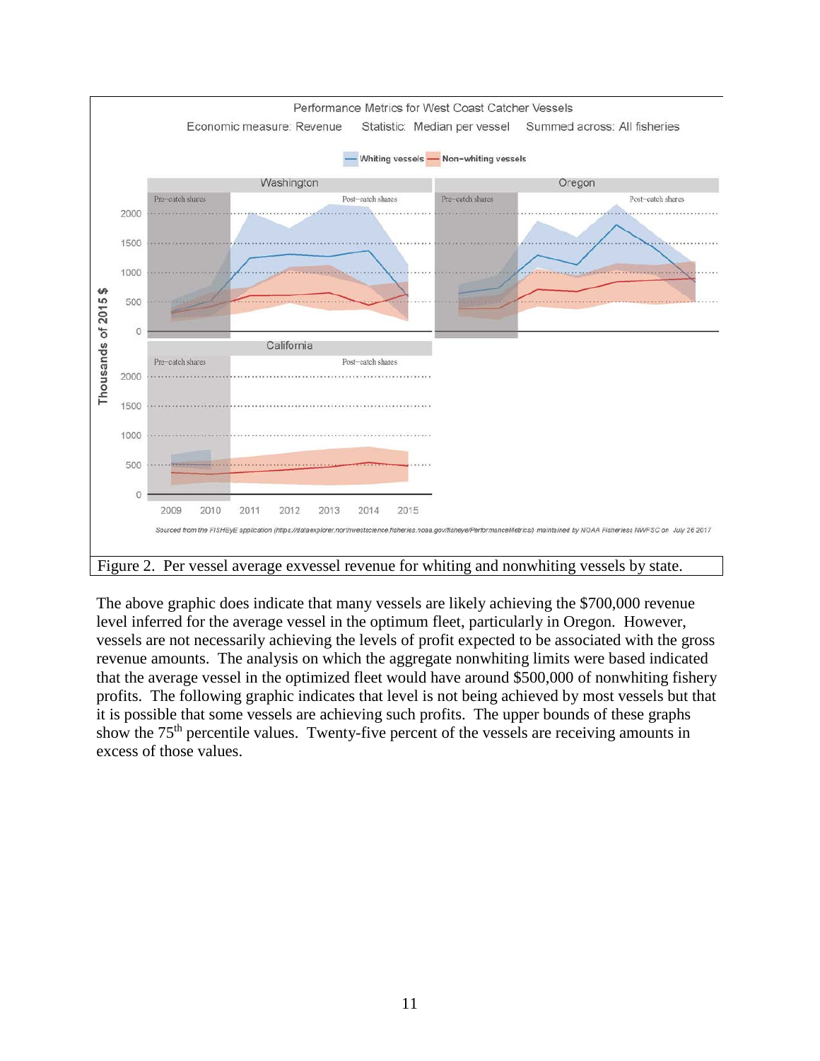Figure 2. Per vessel average exvessel revenue for whiting and nonwhiting vessels by state.

The above graphic does indicate that many vessels are likely achieving the $700,000 revenue level inferred for the average vessel in the optimum fleet, particularly in Oregon. However, vessels are not necessarily achieving the levels of profit expected to be associated with the gross revenue amounts. The analysis on which the aggregate nonwhiting limits were based indicated that the average vessel in the optimized fleet would have around $500,000 of nonwhiting fishery profits. The following graphic indicates that level is not being achieved by most vessels but that it is possible that some vessels are achieving such profits. The upper bounds of these graphs show the 75th percentile values. Twenty-five percent of the vessels are receiving amounts in excess of those values.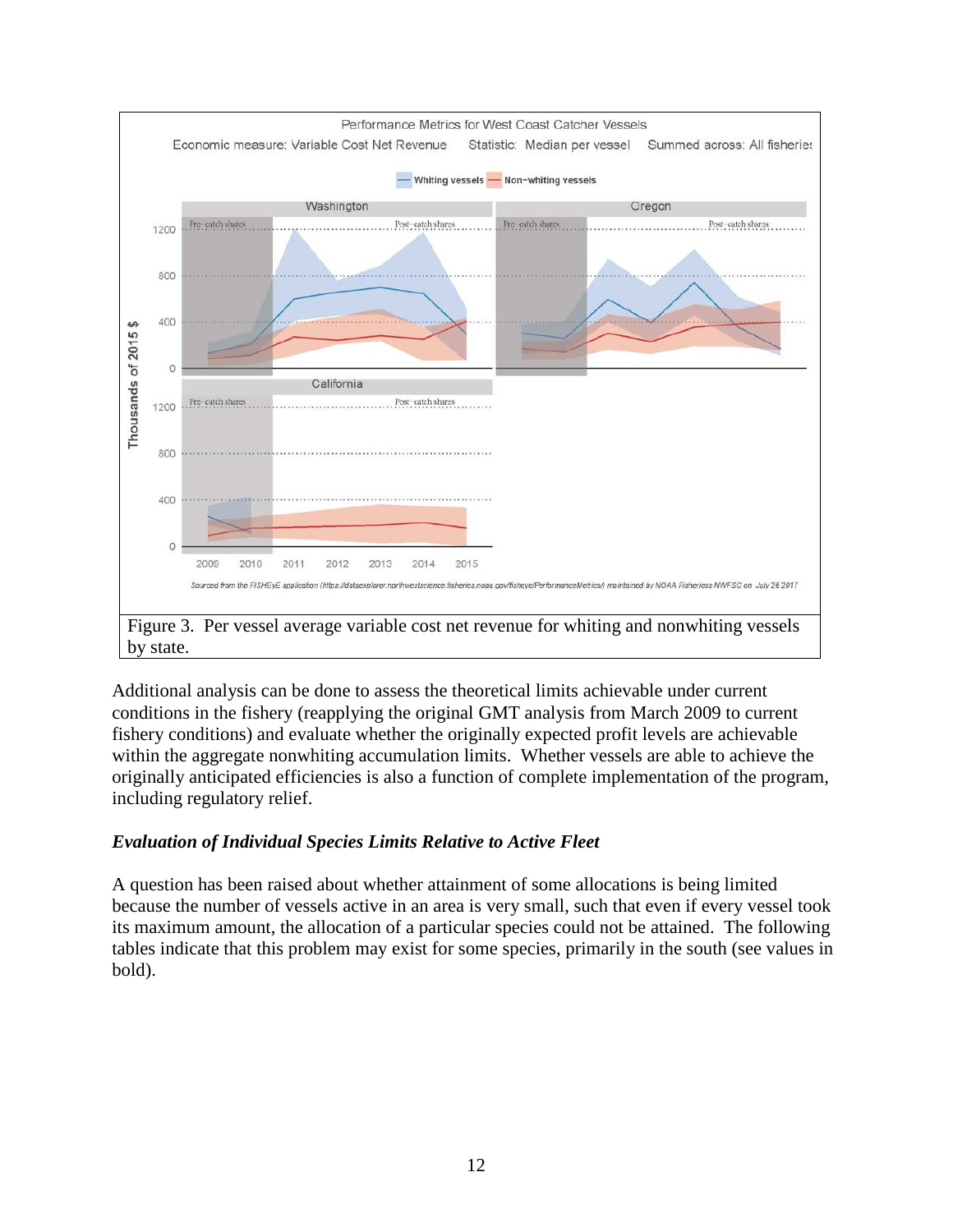Figure 3. Per vessel average variable cost net revenue for whiting and nonwhiting vessels by state.

Additional analysis can be done to assess the theoretical limits achievable under current conditions in the fishery (reapplying the original GMT analysis from March 2009 to current fishery conditions) and evaluate whether the originally expected profit levels are achievable within the aggregate nonwhiting accumulation limits. Whether vessels are able to achieve the originally anticipated efficiencies is also a function of complete implementation of the program, including regulatory relief.

### *Evaluation of Individual Species Limits Relative to Active Fleet*

A question has been raised about whether attainment of some allocations is being limited because the number of vessels active in an area is very small, such that even if every vessel took its maximum amount, the allocation of a particular species could not be attained. The following tables indicate that this problem may exist for some species, primarily in the south (see values in bold).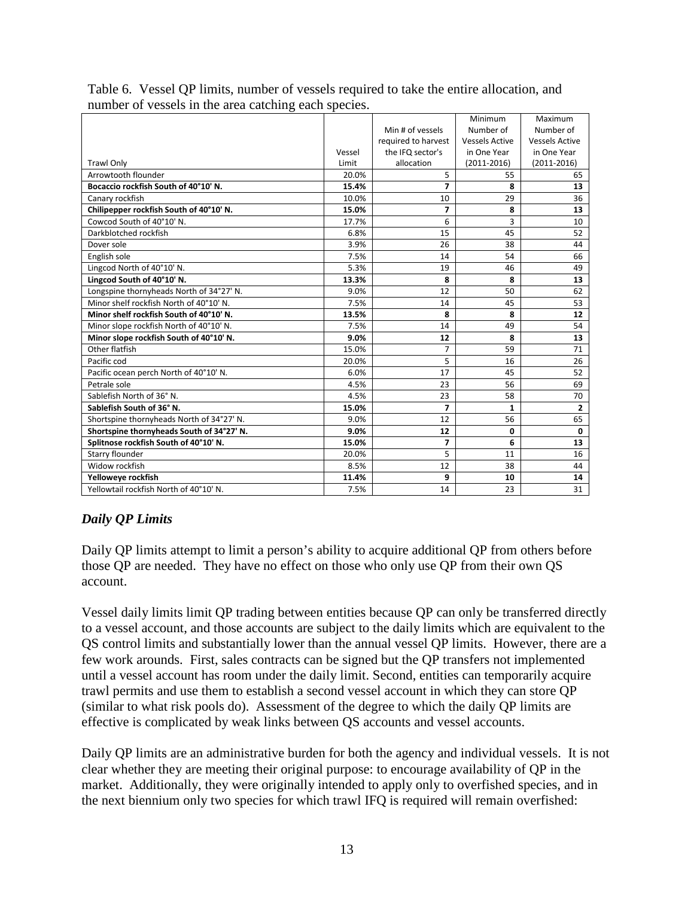Table 6. Vessel QP limits, number of vessels required to take the entire allocation, and number of vessels in the area catching each species.

| Trawl Only | Vessel Limit | Min # of vessels required to harvest the IFQ sector's allocation | Minimum Number of Vessels Active in One Year (2011-2016) | Maximum Number of Vessels Active in One Year (2011-2016) |
|---|---|---|---|---|
| Arrowtooth flounder | 20.0% | 5 | 55 | 65 |
| **Bocaccio rockfish South of 40°10' N.** | **15.4%** | **7** | **8** | **13** |
| Canary rockfish | 10.0% | 10 | 29 | 36 |
| **Chilipepper rockfish South of 40°10' N.** | **15.0%** | **7** | **8** | **13** |
| Cowcod South of 40°10' N. | 17.7% | 6 | 3 | 10 |
| Darkblotched rockfish | 6.8% | 15 | 45 | 52 |
| Dover sole | 3.9% | 26 | 38 | 44 |
| English sole | 7.5% | 14 | 54 | 66 |
| Lingcod North of 40°10' N. | 5.3% | 19 | 46 | 49 |
| **Lingcod South of 40°10' N.** | **13.3%** | **8** | **8** | **13** |
| Longspine thornyheads North of 34°27' N. | 9.0% | 12 | 50 | 62 |
| Minor shelf rockfish North of 40°10' N. | 7.5% | 14 | 45 | 53 |
| **Minor shelf rockfish South of 40°10' N.** | **13.5%** | **8** | **8** | **12** |
| Minor slope rockfish North of 40°10' N. | 7.5% | 14 | 49 | 54 |
| **Minor slope rockfish South of 40°10' N.** | **9.0%** | **12** | **8** | **13** |
| Other flatfish | 15.0% | 7 | 59 | 71 |
| Pacific cod | 20.0% | 5 | 16 | 26 |
| Pacific ocean perch North of 40°10' N. | 6.0% | 17 | 45 | 52 |
| Petrale sole | 4.5% | 23 | 56 | 69 |
| Sablefish North of 36° N. | 4.5% | 23 | 58 | 70 |
| **Sablefish South of 36° N.** | **15.0%** | **7** | **1** | **2** |
| Shortspine thornyheads North of 34°27' N. | 9.0% | 12 | 56 | 65 |
| **Shortspine thornyheads South of 34°27' N.** | **9.0%** | **12** | **0** | **0** |
| **Splitnose rockfish South of 40°10' N.** | **15.0%** | **7** | **6** | **13** |
| Starry flounder | 20.0% | 5 | 11 | 16 |
| Widow rockfish | 8.5% | 12 | 38 | 44 |
| **Yelloweye rockfish** | **11.4%** | **9** | **10** | **14** |
| Yellowtail rockfish North of 40°10' N. | 7.5% | 14 | 23 | 31 |

### *Daily QP Limits*

Daily QP limits attempt to limit a person's ability to acquire additional QP from others before those QP are needed. They have no effect on those who only use QP from their own QS account.

Vessel daily limits limit QP trading between entities because QP can only be transferred directly to a vessel account, and those accounts are subject to the daily limits which are equivalent to the QS control limits and substantially lower than the annual vessel QP limits. However, there are a few work arounds. First, sales contracts can be signed but the QP transfers not implemented until a vessel account has room under the daily limit. Second, entities can temporarily acquire trawl permits and use them to establish a second vessel account in which they can store QP (similar to what risk pools do). Assessment of the degree to which the daily QP limits are effective is complicated by weak links between QS accounts and vessel accounts.

Daily QP limits are an administrative burden for both the agency and individual vessels. It is not clear whether they are meeting their original purpose: to encourage availability of QP in the market. Additionally, they were originally intended to apply only to overfished species, and in the next biennium only two species for which trawl IFQ is required will remain overfished: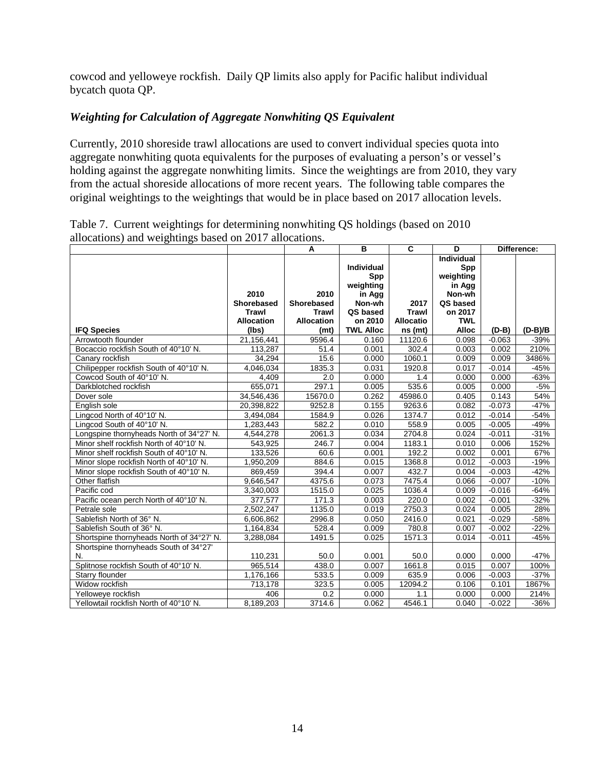cowcod and yelloweye rockfish. Daily QP limits also apply for Pacific halibut individual bycatch quota QP.

### *Weighting for Calculation of Aggregate Nonwhiting QS Equivalent*

Currently, 2010 shoreside trawl allocations are used to convert individual species quota into aggregate nonwhiting quota equivalents for the purposes of evaluating a person's or vessel's holding against the aggregate nonwhiting limits. Since the weightings are from 2010, they vary from the actual shoreside allocations of more recent years. The following table compares the original weightings to the weightings that would be in place based on 2017 allocation levels.

Table 7. Current weightings for determining nonwhiting QS holdings (based on 2010 allocations) and weightings based on 2017 allocations.

| | | A | B | C | D | Difference: | |
|---|---|---|---|---|---|---|---|
| **IFQ Species** | **2010 Shorebased Trawl Allocation (lbs)** | **2010 Shorebased Trawl Allocation (mt)** | **Individual Spp weighting in Agg Non-wh QS based on 2010 TWL Alloc** | **2017 Trawl Allocations (mt)** | **Individual Spp weighting in Agg Non-wh QS based on 2017 TWL Alloc** | **(D-B)** | **(D-B)/B** |
| Arrowtooth flounder | 21,156,441 | 9596.4 | 0.160 | 11120.6 | 0.098 | -0.063 | -39% |
| Bocaccio rockfish South of 40°10' N. | 113,287 | 51.4 | 0.001 | 302.4 | 0.003 | 0.002 | 210% |
| Canary rockfish | 34,294 | 15.6 | 0.000 | 1060.1 | 0.009 | 0.009 | 3486% |
| Chilipepper rockfish South of 40°10' N. | 4,046,034 | 1835.3 | 0.031 | 1920.8 | 0.017 | -0.014 | -45% |
| Cowcod South of 40°10' N. | 4,409 | 2.0 | 0.000 | 1.4 | 0.000 | 0.000 | -63% |
| Darkblotched rockfish | 655,071 | 297.1 | 0.005 | 535.6 | 0.005 | 0.000 | -5% |
| Dover sole | 34,546,436 | 15670.0 | 0.262 | 45986.0 | 0.405 | 0.143 | 54% |
| English sole | 20,398,822 | 9252.8 | 0.155 | 9263.6 | 0.082 | -0.073 | -47% |
| Lingcod North of 40°10' N. | 3,494,084 | 1584.9 | 0.026 | 1374.7 | 0.012 | -0.014 | -54% |
| Lingcod South of 40°10' N. | 1,283,443 | 582.2 | 0.010 | 558.9 | 0.005 | -0.005 | -49% |
| Longspine thornyheads North of 34°27' N. | 4,544,278 | 2061.3 | 0.034 | 2704.8 | 0.024 | -0.011 | -31% |
| Minor shelf rockfish North of 40°10' N. | 543,925 | 246.7 | 0.004 | 1183.1 | 0.010 | 0.006 | 152% |
| Minor shelf rockfish South of 40°10' N. | 133,526 | 60.6 | 0.001 | 192.2 | 0.002 | 0.001 | 67% |
| Minor slope rockfish North of 40°10' N. | 1,950,209 | 884.6 | 0.015 | 1368.8 | 0.012 | -0.003 | -19% |
| Minor slope rockfish South of 40°10' N. | 869,459 | 394.4 | 0.007 | 432.7 | 0.004 | -0.003 | -42% |
| Other flatfish | 9,646,547 | 4375.6 | 0.073 | 7475.4 | 0.066 | -0.007 | -10% |
| Pacific cod | 3,340,003 | 1515.0 | 0.025 | 1036.4 | 0.009 | -0.016 | -64% |
| Pacific ocean perch North of 40°10' N. | 377,577 | 171.3 | 0.003 | 220.0 | 0.002 | -0.001 | -32% |
| Petrale sole | 2,502,247 | 1135.0 | 0.019 | 2750.3 | 0.024 | 0.005 | 28% |
| Sablefish North of 36° N. | 6,606,862 | 2996.8 | 0.050 | 2416.0 | 0.021 | -0.029 | -58% |
| Sablefish South of 36° N. | 1,164,834 | 528.4 | 0.009 | 780.8 | 0.007 | -0.002 | -22% |
| Shortspine thornyheads North of 34°27' N. | 3,288,084 | 1491.5 | 0.025 | 1571.3 | 0.014 | -0.011 | -45% |
| Shortspine thornyheads South of 34°27' N. | 110,231 | 50.0 | 0.001 | 50.0 | 0.000 | 0.000 | -47% |
| Splitnose rockfish South of 40°10' N. | 965,514 | 438.0 | 0.007 | 1661.8 | 0.015 | 0.007 | 100% |
| Starry flounder | 1,176,166 | 533.5 | 0.009 | 635.9 | 0.006 | -0.003 | -37% |
| Widow rockfish | 713,178 | 323.5 | 0.005 | 12094.2 | 0.106 | 0.101 | 1867% |
| Yelloweye rockfish | 406 | 0.2 | 0.000 | 1.1 | 0.000 | 0.000 | 214% |
| Yellowtail rockfish North of 40°10' N. | 8,189,203 | 3714.6 | 0.062 | 4546.1 | 0.040 | -0.022 | -36% |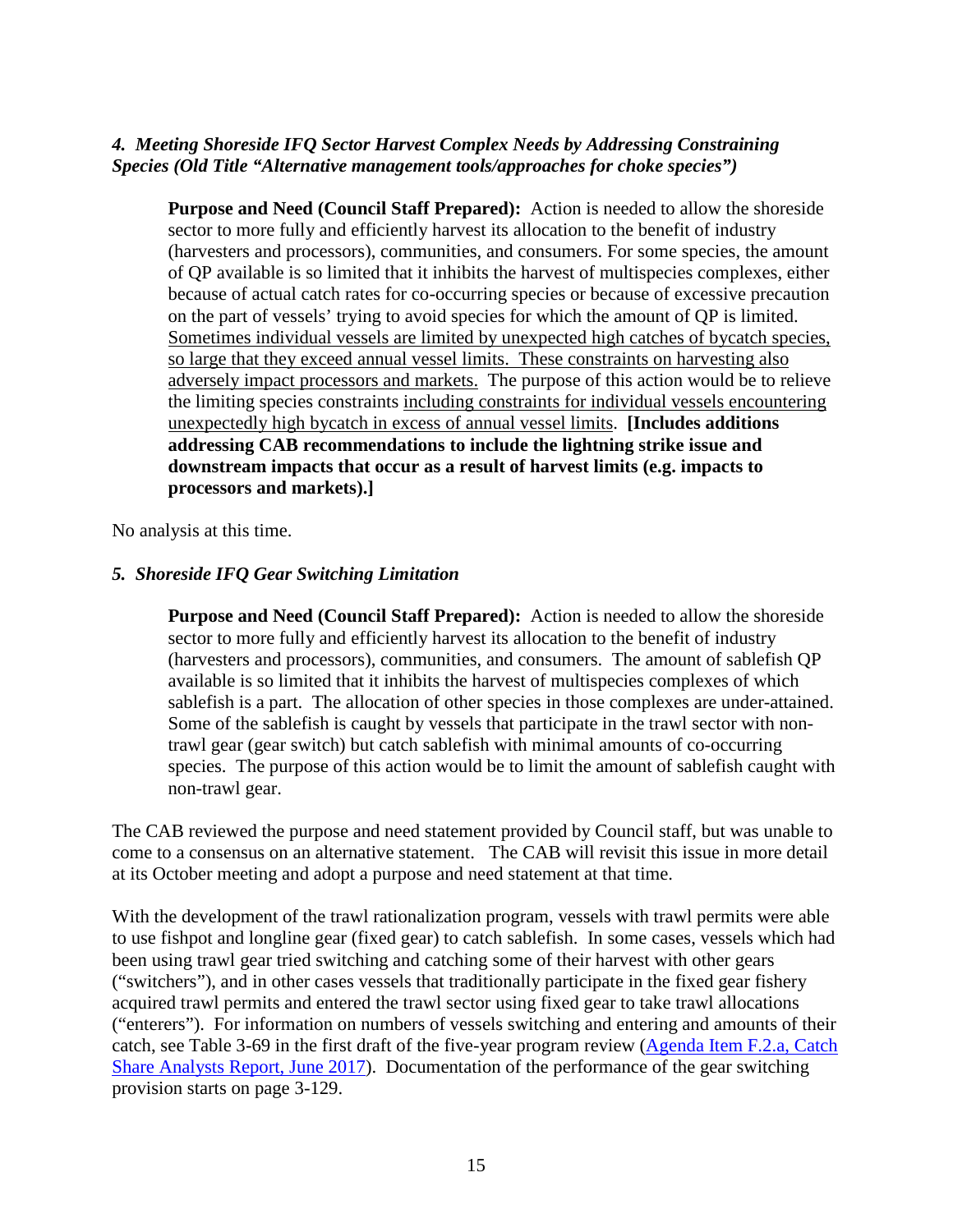### *4. Meeting Shoreside IFQ Sector Harvest Complex Needs by Addressing Constraining Species (Old Title "Alternative management tools/approaches for choke species")*

> **Purpose and Need (Council Staff Prepared):** Action is needed to allow the shoreside sector to more fully and efficiently harvest its allocation to the benefit of industry (harvesters and processors), communities, and consumers. For some species, the amount of QP available is so limited that it inhibits the harvest of multispecies complexes, either because of actual catch rates for co-occurring species or because of excessive precaution on the part of vessels' trying to avoid species for which the amount of QP is limited. <u>Sometimes individual vessels are limited by unexpected high catches of bycatch species, so large that they exceed annual vessel limits. These constraints on harvesting also adversely impact processors and markets.</u> The purpose of this action would be to relieve the limiting species constraints <u>including constraints for individual vessels encountering unexpectedly high bycatch in excess of annual vessel limits</u>. **[Includes additions addressing CAB recommendations to include the lightning strike issue and downstream impacts that occur as a result of harvest limits (e.g. impacts to processors and markets).]**

No analysis at this time.

### *5. Shoreside IFQ Gear Switching Limitation*

> **Purpose and Need (Council Staff Prepared):** Action is needed to allow the shoreside sector to more fully and efficiently harvest its allocation to the benefit of industry (harvesters and processors), communities, and consumers. The amount of sablefish QP available is so limited that it inhibits the harvest of multispecies complexes of which sablefish is a part. The allocation of other species in those complexes are under-attained. Some of the sablefish is caught by vessels that participate in the trawl sector with non-trawl gear (gear switch) but catch sablefish with minimal amounts of co-occurring species. The purpose of this action would be to limit the amount of sablefish caught with non-trawl gear.

The CAB reviewed the purpose and need statement provided by Council staff, but was unable to come to a consensus on an alternative statement. The CAB will revisit this issue in more detail at its October meeting and adopt a purpose and need statement at that time.

With the development of the trawl rationalization program, vessels with trawl permits were able to use fishpot and longline gear (fixed gear) to catch sablefish. In some cases, vessels which had been using trawl gear tried switching and catching some of their harvest with other gears ("switchers"), and in other cases vessels that traditionally participate in the fixed gear fishery acquired trawl permits and entered the trawl sector using fixed gear to take trawl allocations ("enterers"). For information on numbers of vessels switching and entering and amounts of their catch, see Table 3-69 in the first draft of the five-year program review (Agenda Item F.2.a, Catch Share Analysts Report, June 2017). Documentation of the performance of the gear switching provision starts on page 3-129.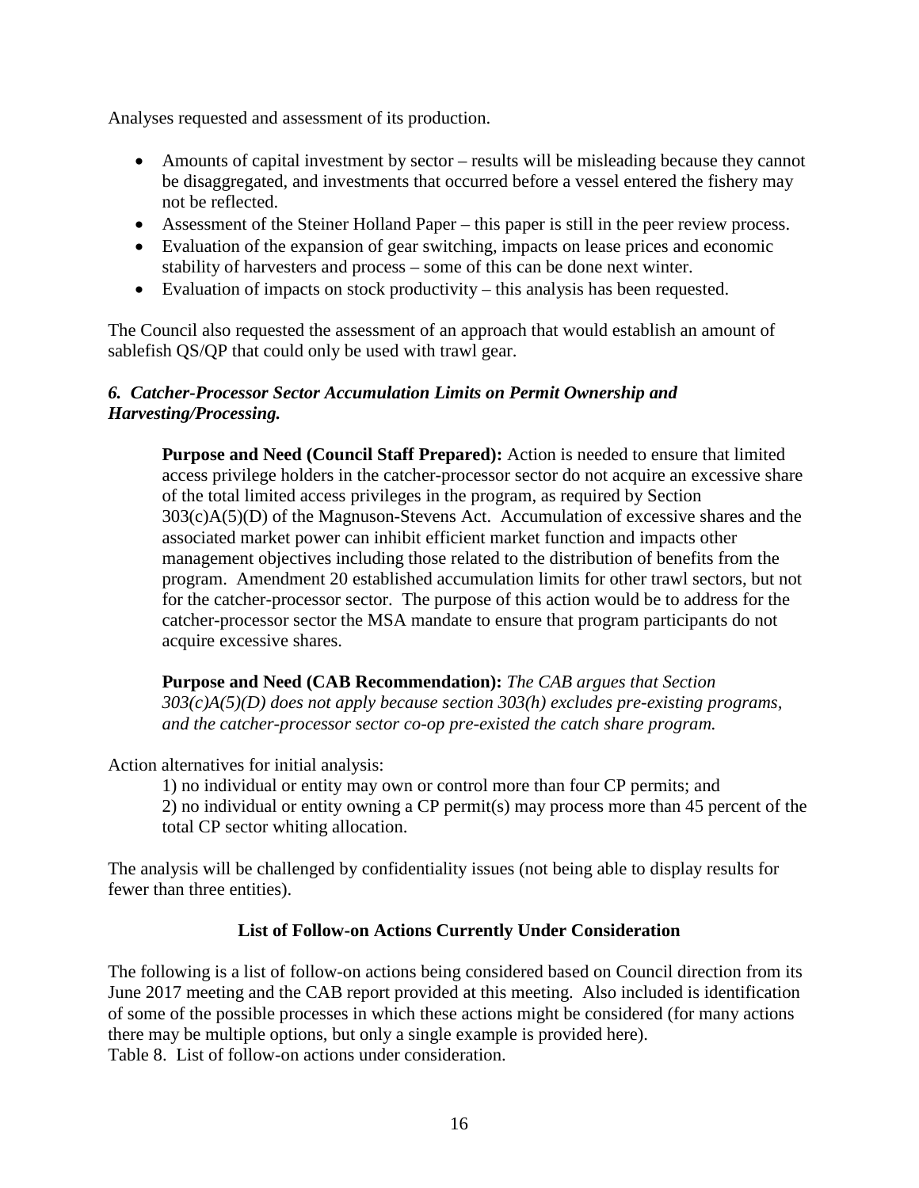Analyses requested and assessment of its production.

- Amounts of capital investment by sector – results will be misleading because they cannot be disaggregated, and investments that occurred before a vessel entered the fishery may not be reflected.
- Assessment of the Steiner Holland Paper – this paper is still in the peer review process.
- Evaluation of the expansion of gear switching, impacts on lease prices and economic stability of harvesters and process – some of this can be done next winter.
- Evaluation of impacts on stock productivity – this analysis has been requested.

The Council also requested the assessment of an approach that would establish an amount of sablefish QS/QP that could only be used with trawl gear.

### *6. Catcher-Processor Sector Accumulation Limits on Permit Ownership and Harvesting/Processing.*

> **Purpose and Need (Council Staff Prepared):** Action is needed to ensure that limited access privilege holders in the catcher-processor sector do not acquire an excessive share of the total limited access privileges in the program, as required by Section 303(c)A(5)(D) of the Magnuson-Stevens Act. Accumulation of excessive shares and the associated market power can inhibit efficient market function and impacts other management objectives including those related to the distribution of benefits from the program. Amendment 20 established accumulation limits for other trawl sectors, but not for the catcher-processor sector. The purpose of this action would be to address for the catcher-processor sector the MSA mandate to ensure that program participants do not acquire excessive shares.
>
> **Purpose and Need (CAB Recommendation):** *The CAB argues that Section 303(c)A(5)(D) does not apply because section 303(h) excludes pre-existing programs, and the catcher-processor sector co-op pre-existed the catch share program.*

Action alternatives for initial analysis:

> 1) no individual or entity may own or control more than four CP permits; and
> 2) no individual or entity owning a CP permit(s) may process more than 45 percent of the total CP sector whiting allocation.

The analysis will be challenged by confidentiality issues (not being able to display results for fewer than three entities).

### List of Follow-on Actions Currently Under Consideration

The following is a list of follow-on actions being considered based on Council direction from its June 2017 meeting and the CAB report provided at this meeting. Also included is identification of some of the possible processes in which these actions might be considered (for many actions there may be multiple options, but only a single example is provided here).
Table 8. List of follow-on actions under consideration.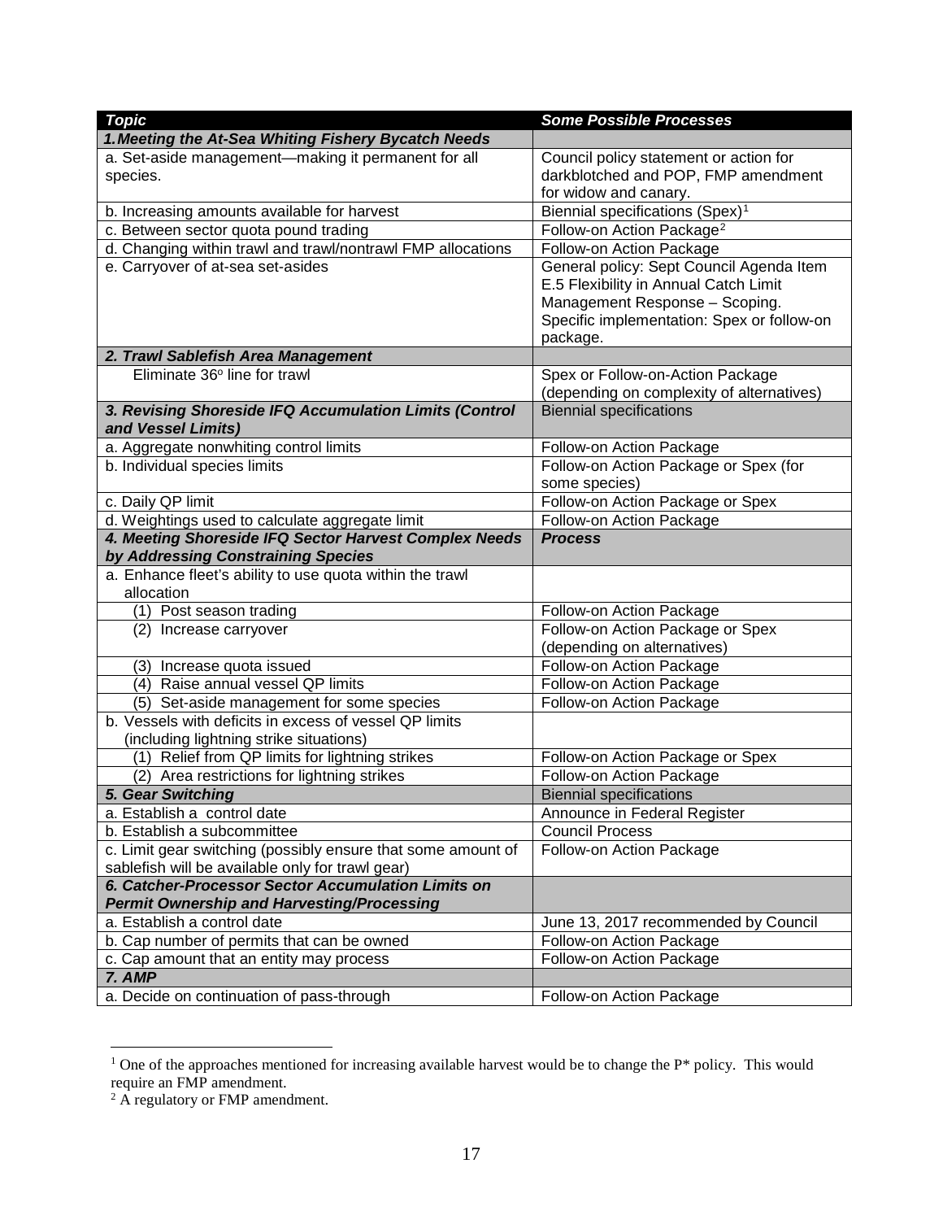| *Topic* | *Some Possible Processes* |
|---|---|
| ***1. Meeting the At-Sea Whiting Fishery Bycatch Needs*** | |
| a. Set-aside management—making it permanent for all species. | Council policy statement or action for darkblotched and POP, FMP amendment for widow and canary. |
| b. Increasing amounts available for harvest | Biennial specifications (Spex)[1] |
| c. Between sector quota pound trading | Follow-on Action Package[2] |
| d. Changing within trawl and trawl/nontrawl FMP allocations | Follow-on Action Package |
| e. Carryover of at-sea set-asides | General policy: Sept Council Agenda Item E.5 Flexibility in Annual Catch Limit Management Response – Scoping. Specific implementation: Spex or follow-on package. |
| ***2. Trawl Sablefish Area Management*** | |
| Eliminate 36° line for trawl | Spex or Follow-on-Action Package (depending on complexity of alternatives) |
| ***3. Revising Shoreside IFQ Accumulation Limits (Control and Vessel Limits)*** | Biennial specifications |
| a. Aggregate nonwhiting control limits | Follow-on Action Package |
| b. Individual species limits | Follow-on Action Package or Spex (for some species) |
| c. Daily QP limit | Follow-on Action Package or Spex |
| d. Weightings used to calculate aggregate limit | Follow-on Action Package |
| ***4. Meeting Shoreside IFQ Sector Harvest Complex Needs by Addressing Constraining Species*** | ***Process*** |
| a. Enhance fleet's ability to use quota within the trawl allocation | |
| (1) Post season trading | Follow-on Action Package |
| (2) Increase carryover | Follow-on Action Package or Spex (depending on alternatives) |
| (3) Increase quota issued | Follow-on Action Package |
| (4) Raise annual vessel QP limits | Follow-on Action Package |
| (5) Set-aside management for some species | Follow-on Action Package |
| b. Vessels with deficits in excess of vessel QP limits (including lightning strike situations) | |
| (1) Relief from QP limits for lightning strikes | Follow-on Action Package or Spex |
| (2) Area restrictions for lightning strikes | Follow-on Action Package |
| ***5. Gear Switching*** | Biennial specifications |
| a. Establish a control date | Announce in Federal Register |
| b. Establish a subcommittee | Council Process |
| c. Limit gear switching (possibly ensure that some amount of sablefish will be available only for trawl gear) | Follow-on Action Package |
| ***6. Catcher-Processor Sector Accumulation Limits on Permit Ownership and Harvesting/Processing*** | |
| a. Establish a control date | June 13, 2017 recommended by Council |
| b. Cap number of permits that can be owned | Follow-on Action Package |
| c. Cap amount that an entity may process | Follow-on Action Package |
| ***7. AMP*** | |
| a. Decide on continuation of pass-through | Follow-on Action Package |

[1] One of the approaches mentioned for increasing available harvest would be to change the P* policy. This would require an FMP amendment.

[2] A regulatory or FMP amendment.